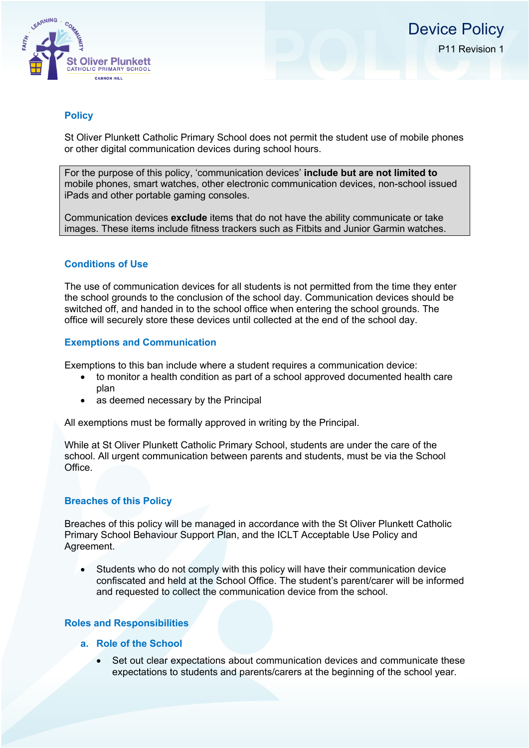# Device Policy

P11 Revision 1

## Policy

St Oliver Plunkett Catholic Primary School does not permit the student use of mobile phones or other digital communication devices during school hours.

For the purpose of this policy, 'communication devices' **include but are not limited to** mobile phones, smart watches, other electronic communication devices, non-school issued iPads and other portable gaming consoles.

Communication devices **exclude** items that do not have the ability communicate or take images. These items include fitness trackers such as Fitbits and Junior Garmin watches.

## Conditions of Use

The use of communication devices for all students is not permitted from the time they enter the school grounds to the conclusion of the school day. Communication devices should be switched off, and handed in to the school office when entering the school grounds. The office will securely store these devices until collected at the end of the school day.

## Exemptions and Communication

Exemptions to this ban include where a student requires a communication device:

- to monitor a health condition as part of a school approved documented health care plan
- as deemed necessary by the Principal

All exemptions must be formally approved in writing by the Principal.

While at St Oliver Plunkett Catholic Primary School, students are under the care of the school. All urgent communication between parents and students, must be via the School Office.

## Breaches of this Policy

Breaches of this policy will be managed in accordance with the St Oliver Plunkett Catholic Primary School Behaviour Support Plan, and the ICLT Acceptable Use Policy and Agreement.

- Students who do not comply with this policy will have their communication device confiscated and held at the School Office. The student's parent/carer will be informed and requested to collect the communication device from the school.

## Roles and Responsibilities

### a. Role of the School

- Set out clear expectations about communication devices and communicate these expectations to students and parents/carers at the beginning of the school year.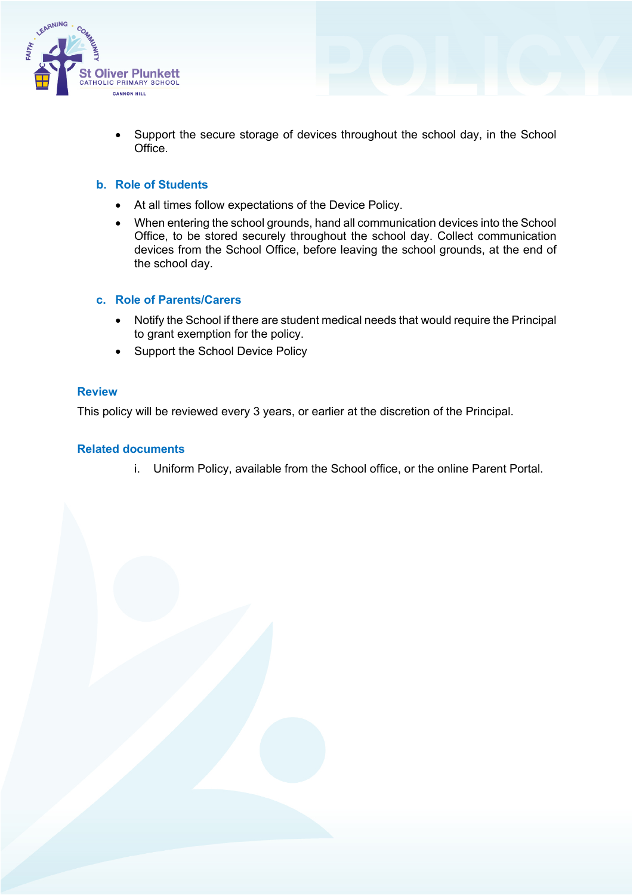- Support the secure storage of devices throughout the school day, in the School Office.

### b. Role of Students

- At all times follow expectations of the Device Policy.
- When entering the school grounds, hand all communication devices into the School Office, to be stored securely throughout the school day. Collect communication devices from the School Office, before leaving the school grounds, at the end of the school day.

### c. Role of Parents/Carers

- Notify the School if there are student medical needs that would require the Principal to grant exemption for the policy.
- Support the School Device Policy

## Review

This policy will be reviewed every 3 years, or earlier at the discretion of the Principal.

## Related documents

i. Uniform Policy, available from the School office, or the online Parent Portal.